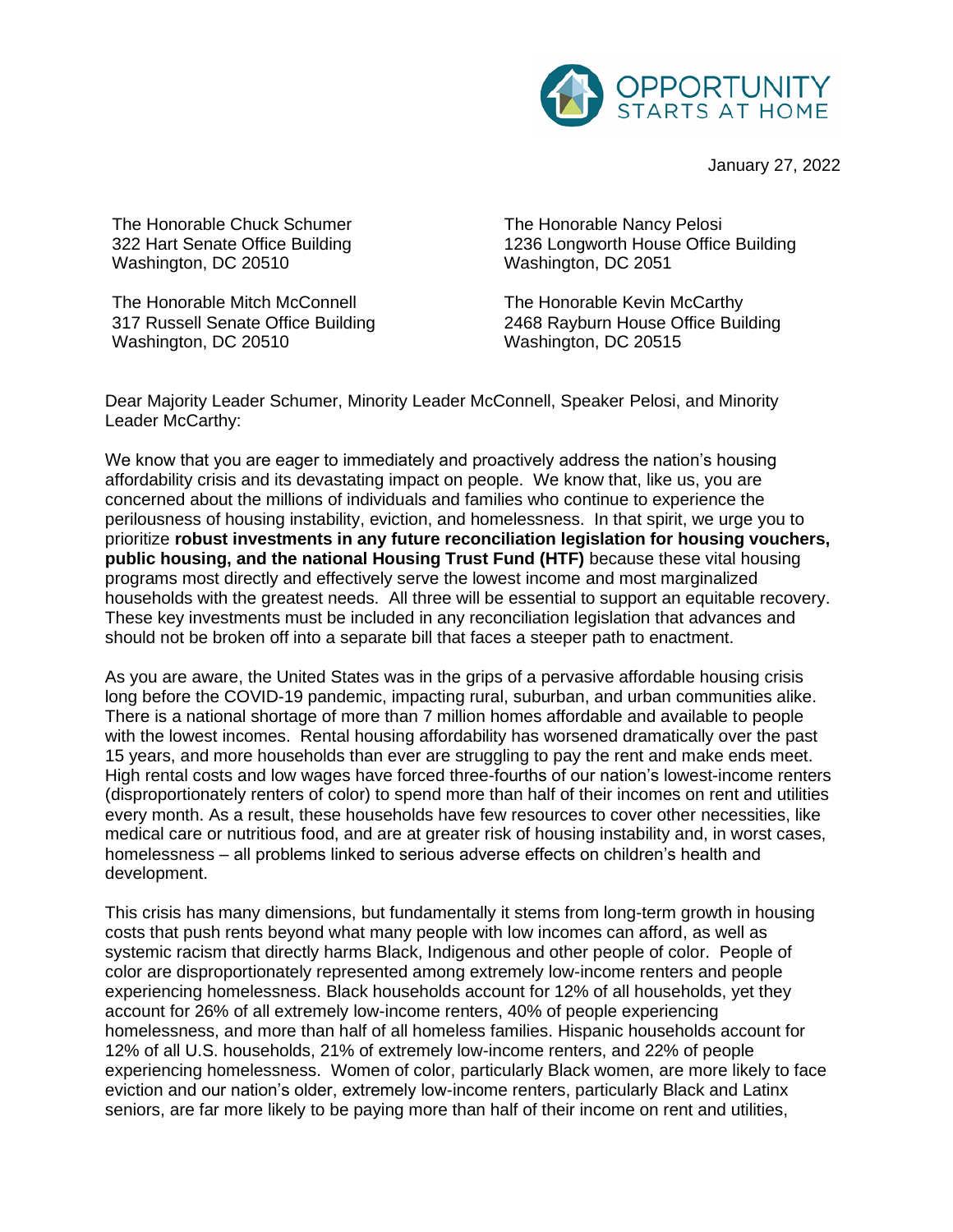OPPORTUNITY STARTS AT HOME

January 27, 2022

The Honorable Chuck Schumer
322 Hart Senate Office Building
Washington, DC 20510

The Honorable Mitch McConnell
317 Russell Senate Office Building
Washington, DC 20510

The Honorable Nancy Pelosi
1236 Longworth House Office Building
Washington, DC 2051

The Honorable Kevin McCarthy
2468 Rayburn House Office Building
Washington, DC 20515

Dear Majority Leader Schumer, Minority Leader McConnell, Speaker Pelosi, and Minority Leader McCarthy:

We know that you are eager to immediately and proactively address the nation's housing affordability crisis and its devastating impact on people. We know that, like us, you are concerned about the millions of individuals and families who continue to experience the perilousness of housing instability, eviction, and homelessness. In that spirit, we urge you to prioritize **robust investments in any future reconciliation legislation for housing vouchers, public housing, and the national Housing Trust Fund (HTF)** because these vital housing programs most directly and effectively serve the lowest income and most marginalized households with the greatest needs. All three will be essential to support an equitable recovery. These key investments must be included in any reconciliation legislation that advances and should not be broken off into a separate bill that faces a steeper path to enactment.

As you are aware, the United States was in the grips of a pervasive affordable housing crisis long before the COVID-19 pandemic, impacting rural, suburban, and urban communities alike. There is a national shortage of more than 7 million homes affordable and available to people with the lowest incomes. Rental housing affordability has worsened dramatically over the past 15 years, and more households than ever are struggling to pay the rent and make ends meet. High rental costs and low wages have forced three-fourths of our nation's lowest-income renters (disproportionately renters of color) to spend more than half of their incomes on rent and utilities every month. As a result, these households have few resources to cover other necessities, like medical care or nutritious food, and are at greater risk of housing instability and, in worst cases, homelessness – all problems linked to serious adverse effects on children's health and development.

This crisis has many dimensions, but fundamentally it stems from long-term growth in housing costs that push rents beyond what many people with low incomes can afford, as well as systemic racism that directly harms Black, Indigenous and other people of color. People of color are disproportionately represented among extremely low-income renters and people experiencing homelessness. Black households account for 12% of all households, yet they account for 26% of all extremely low-income renters, 40% of people experiencing homelessness, and more than half of all homeless families. Hispanic households account for 12% of all U.S. households, 21% of extremely low-income renters, and 22% of people experiencing homelessness. Women of color, particularly Black women, are more likely to face eviction and our nation's older, extremely low-income renters, particularly Black and Latinx seniors, are far more likely to be paying more than half of their income on rent and utilities,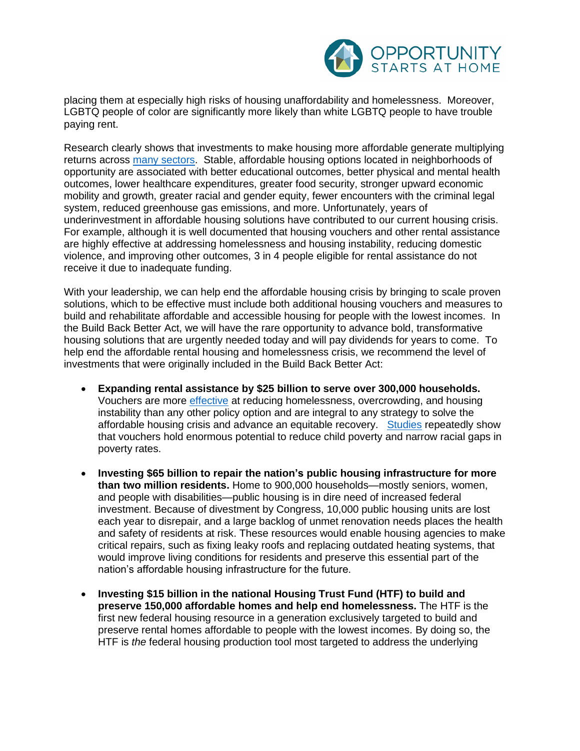placing them at especially high risks of housing unaffordability and homelessness. Moreover, LGBTQ people of color are significantly more likely than white LGBTQ people to have trouble paying rent.

Research clearly shows that investments to make housing more affordable generate multiplying returns across many sectors. Stable, affordable housing options located in neighborhoods of opportunity are associated with better educational outcomes, better physical and mental health outcomes, lower healthcare expenditures, greater food security, stronger upward economic mobility and growth, greater racial and gender equity, fewer encounters with the criminal legal system, reduced greenhouse gas emissions, and more. Unfortunately, years of underinvestment in affordable housing solutions have contributed to our current housing crisis. For example, although it is well documented that housing vouchers and other rental assistance are highly effective at addressing homelessness and housing instability, reducing domestic violence, and improving other outcomes, 3 in 4 people eligible for rental assistance do not receive it due to inadequate funding.

With your leadership, we can help end the affordable housing crisis by bringing to scale proven solutions, which to be effective must include both additional housing vouchers and measures to build and rehabilitate affordable and accessible housing for people with the lowest incomes. In the Build Back Better Act, we will have the rare opportunity to advance bold, transformative housing solutions that are urgently needed today and will pay dividends for years to come. To help end the affordable rental housing and homelessness crisis, we recommend the level of investments that were originally included in the Build Back Better Act:

- **Expanding rental assistance by $25 billion to serve over 300,000 households.** Vouchers are more effective at reducing homelessness, overcrowding, and housing instability than any other policy option and are integral to any strategy to solve the affordable housing crisis and advance an equitable recovery. Studies repeatedly show that vouchers hold enormous potential to reduce child poverty and narrow racial gaps in poverty rates.

- **Investing $65 billion to repair the nation's public housing infrastructure for more than two million residents.** Home to 900,000 households—mostly seniors, women, and people with disabilities—public housing is in dire need of increased federal investment. Because of divestment by Congress, 10,000 public housing units are lost each year to disrepair, and a large backlog of unmet renovation needs places the health and safety of residents at risk. These resources would enable housing agencies to make critical repairs, such as fixing leaky roofs and replacing outdated heating systems, that would improve living conditions for residents and preserve this essential part of the nation's affordable housing infrastructure for the future.

- **Investing $15 billion in the national Housing Trust Fund (HTF) to build and preserve 150,000 affordable homes and help end homelessness.** The HTF is the first new federal housing resource in a generation exclusively targeted to build and preserve rental homes affordable to people with the lowest incomes. By doing so, the HTF is *the* federal housing production tool most targeted to address the underlying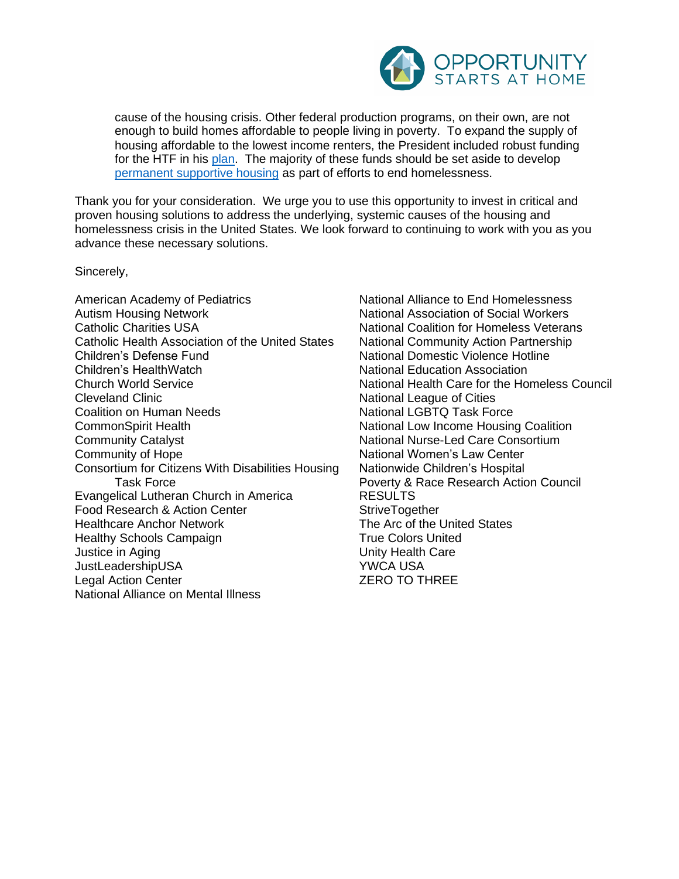cause of the housing crisis. Other federal production programs, on their own, are not enough to build homes affordable to people living in poverty. To expand the supply of housing affordable to the lowest income renters, the President included robust funding for the HTF in his plan. The majority of these funds should be set aside to develop permanent supportive housing as part of efforts to end homelessness.

Thank you for your consideration. We urge you to use this opportunity to invest in critical and proven housing solutions to address the underlying, systemic causes of the housing and homelessness crisis in the United States. We look forward to continuing to work with you as you advance these necessary solutions.

Sincerely,

American Academy of Pediatrics
Autism Housing Network
Catholic Charities USA
Catholic Health Association of the United States
Children's Defense Fund
Children's HealthWatch
Church World Service
Cleveland Clinic
Coalition on Human Needs
CommonSpirit Health
Community Catalyst
Community of Hope
Consortium for Citizens With Disabilities Housing Task Force
Evangelical Lutheran Church in America
Food Research & Action Center
Healthcare Anchor Network
Healthy Schools Campaign
Justice in Aging
JustLeadershipUSA
Legal Action Center
National Alliance on Mental Illness
National Alliance to End Homelessness
National Association of Social Workers
National Coalition for Homeless Veterans
National Community Action Partnership
National Domestic Violence Hotline
National Education Association
National Health Care for the Homeless Council
National League of Cities
National LGBTQ Task Force
National Low Income Housing Coalition
National Nurse-Led Care Consortium
National Women's Law Center
Nationwide Children's Hospital
Poverty & Race Research Action Council
RESULTS
StriveTogether
The Arc of the United States
True Colors United
Unity Health Care
YWCA USA
ZERO TO THREE